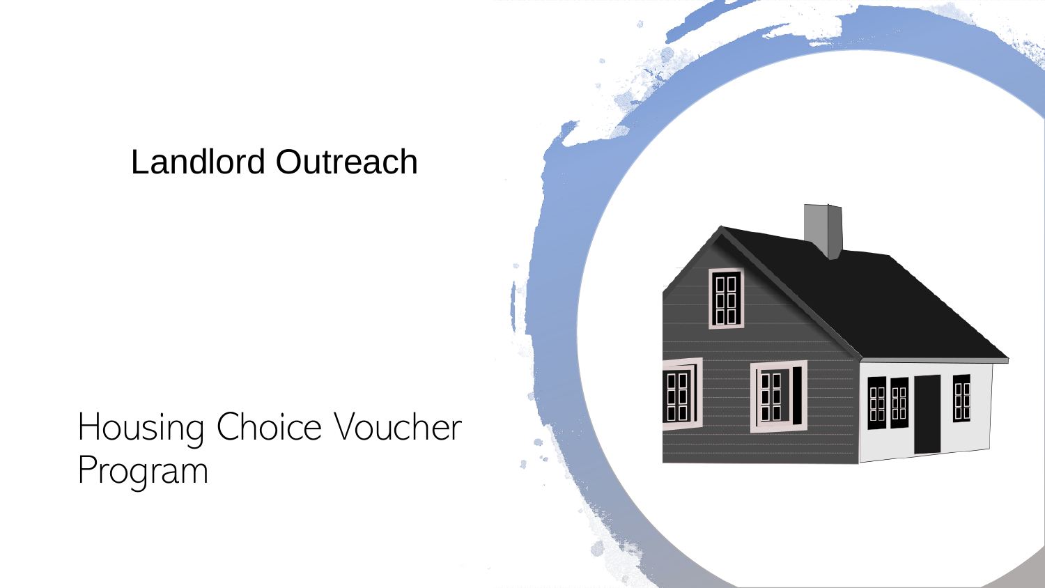# Landlord Outreach

## Housing Choice Voucher Program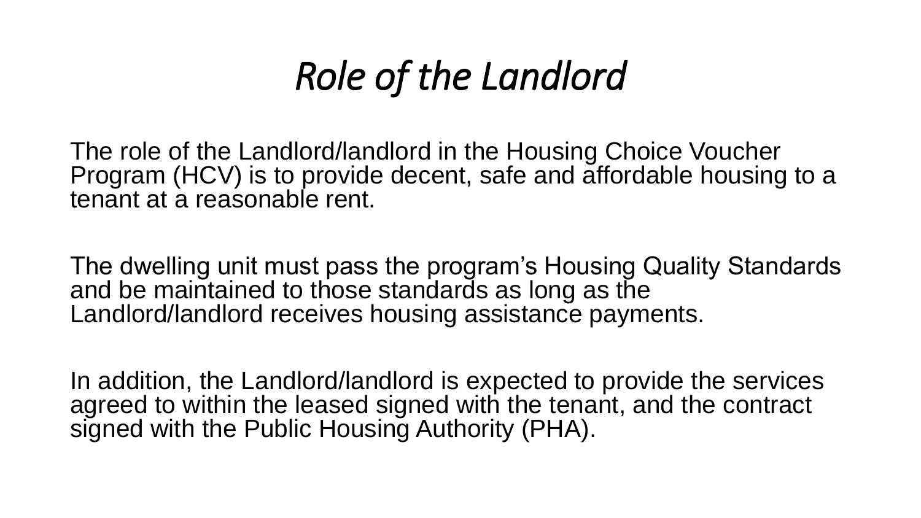# *Role of the Landlord*

The role of the Landlord/landlord in the Housing Choice Voucher Program (HCV) is to provide decent, safe and affordable housing to a tenant at a reasonable rent.

The dwelling unit must pass the program's Housing Quality Standards and be maintained to those standards as long as the Landlord/landlord receives housing assistance payments.

In addition, the Landlord/landlord is expected to provide the services agreed to within the leased signed with the tenant, and the contract signed with the Public Housing Authority (PHA).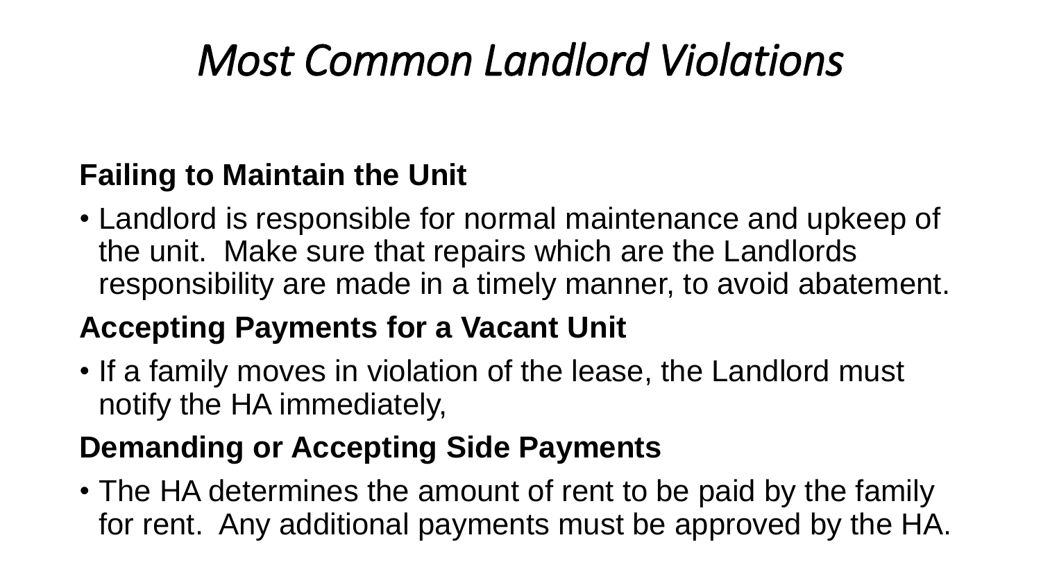# *Most Common Landlord Violations*

**Failing to Maintain the Unit**

- Landlord is responsible for normal maintenance and upkeep of the unit. Make sure that repairs which are the Landlords responsibility are made in a timely manner, to avoid abatement.

**Accepting Payments for a Vacant Unit**

- If a family moves in violation of the lease, the Landlord must notify the HA immediately,

**Demanding or Accepting Side Payments**

- The HA determines the amount of rent to be paid by the family for rent. Any additional payments must be approved by the HA.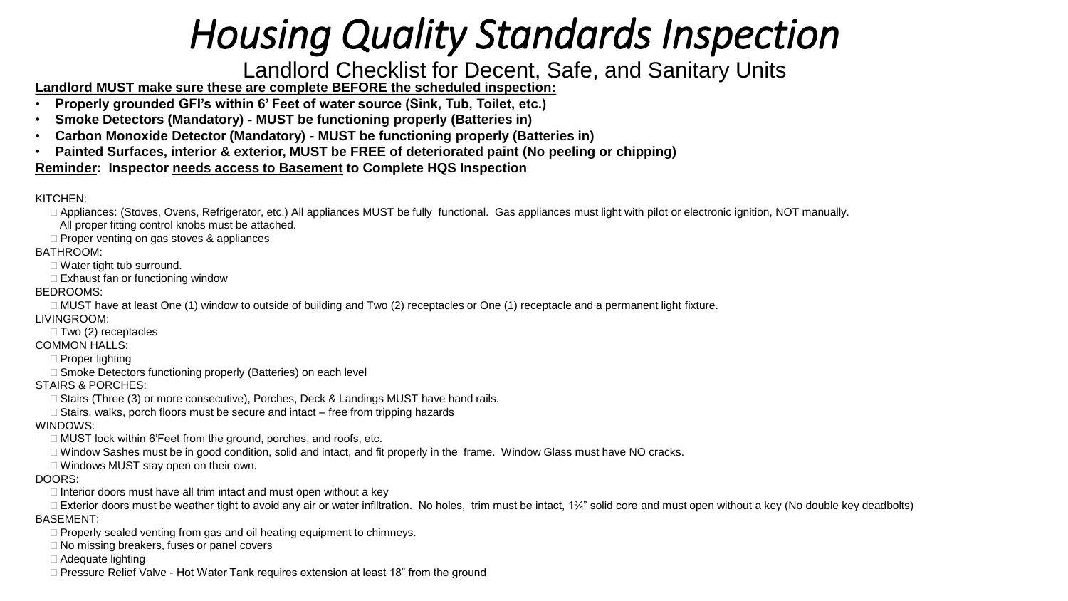# *Housing Quality Standards Inspection*

## Landlord Checklist for Decent, Safe, and Sanitary Units

**Landlord MUST make sure these are complete BEFORE the scheduled inspection:**

- **Properly grounded GFI's within 6' Feet of water source (Sink, Tub, Toilet, etc.)**
- **Smoke Detectors (Mandatory) - MUST be functioning properly (Batteries in)**
- **Carbon Monoxide Detector (Mandatory) - MUST be functioning properly (Batteries in)**
- **Painted Surfaces, interior & exterior, MUST be FREE of deteriorated paint (No peeling or chipping)**

**Reminder: Inspector needs access to Basement to Complete HQS Inspection**

KITCHEN:

- ☐ Appliances: (Stoves, Ovens, Refrigerator, etc.) All appliances MUST be fully functional. Gas appliances must light with pilot or electronic ignition, NOT manually. All proper fitting control knobs must be attached.
- ☐ Proper venting on gas stoves & appliances

BATHROOM:

- ☐ Water tight tub surround.
- ☐ Exhaust fan or functioning window

BEDROOMS:

- ☐ MUST have at least One (1) window to outside of building and Two (2) receptacles or One (1) receptacle and a permanent light fixture.

LIVINGROOM:

- ☐ Two (2) receptacles

COMMON HALLS:

- ☐ Proper lighting
- ☐ Smoke Detectors functioning properly (Batteries) on each level

STAIRS & PORCHES:

- ☐ Stairs (Three (3) or more consecutive), Porches, Deck & Landings MUST have hand rails.
- ☐ Stairs, walks, porch floors must be secure and intact – free from tripping hazards

WINDOWS:

- ☐ MUST lock within 6'Feet from the ground, porches, and roofs, etc.
- ☐ Window Sashes must be in good condition, solid and intact, and fit properly in the frame. Window Glass must have NO cracks.
- ☐ Windows MUST stay open on their own.

DOORS:

- ☐ Interior doors must have all trim intact and must open without a key
- ☐ Exterior doors must be weather tight to avoid any air or water infiltration. No holes, trim must be intact, 1¾" solid core and must open without a key (No double key deadbolts)

BASEMENT:

- ☐ Properly sealed venting from gas and oil heating equipment to chimneys.
- ☐ No missing breakers, fuses or panel covers
- ☐ Adequate lighting
- ☐ Pressure Relief Valve - Hot Water Tank requires extension at least 18" from the ground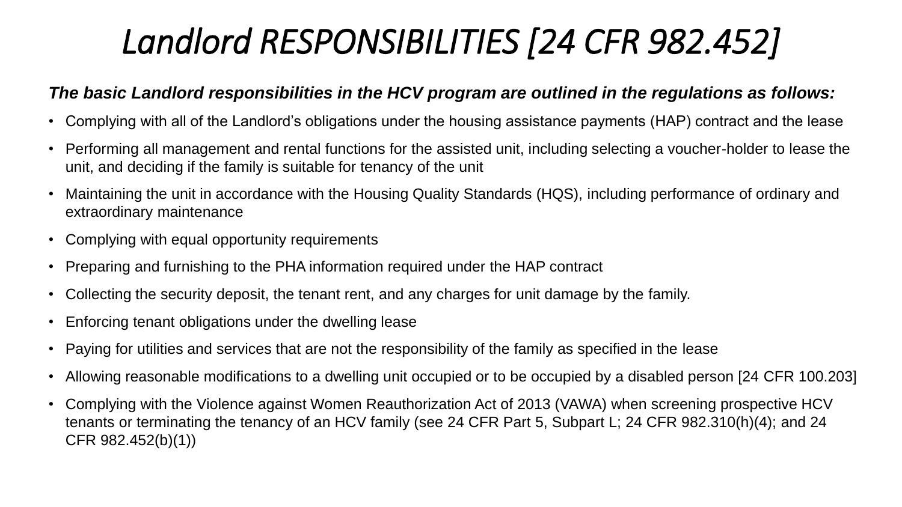# *Landlord RESPONSIBILITIES [24 CFR 982.452]*

***The basic Landlord responsibilities in the HCV program are outlined in the regulations as follows:***

- Complying with all of the Landlord's obligations under the housing assistance payments (HAP) contract and the lease
- Performing all management and rental functions for the assisted unit, including selecting a voucher-holder to lease the unit, and deciding if the family is suitable for tenancy of the unit
- Maintaining the unit in accordance with the Housing Quality Standards (HQS), including performance of ordinary and extraordinary maintenance
- Complying with equal opportunity requirements
- Preparing and furnishing to the PHA information required under the HAP contract
- Collecting the security deposit, the tenant rent, and any charges for unit damage by the family.
- Enforcing tenant obligations under the dwelling lease
- Paying for utilities and services that are not the responsibility of the family as specified in the lease
- Allowing reasonable modifications to a dwelling unit occupied or to be occupied by a disabled person [24 CFR 100.203]
- Complying with the Violence against Women Reauthorization Act of 2013 (VAWA) when screening prospective HCV tenants or terminating the tenancy of an HCV family (see 24 CFR Part 5, Subpart L; 24 CFR 982.310(h)(4); and 24 CFR 982.452(b)(1))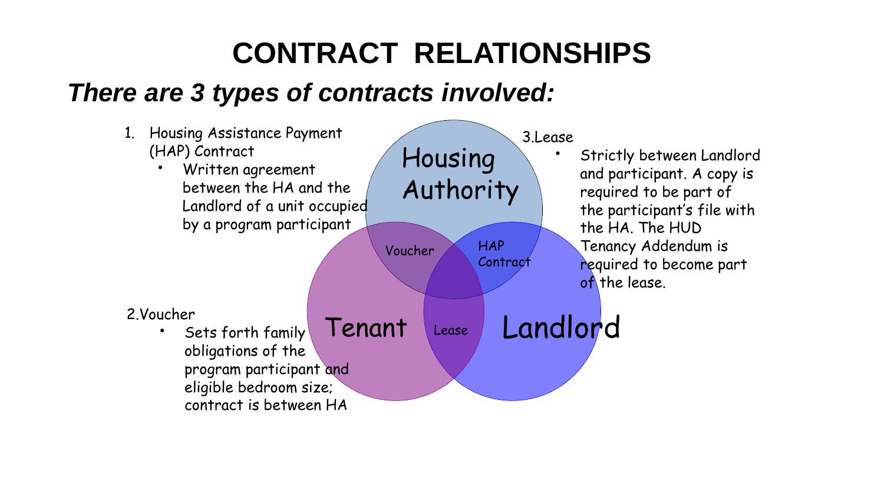# CONTRACT RELATIONSHIPS

***There are 3 types of contracts involved:***

1. Housing Assistance Payment (HAP) Contract
   - Written agreement between the HA and the Landlord of a unit occupied by a program participant

2. Voucher
   - Sets forth family obligations of the program participant and eligible bedroom size; contract is between HA

3. Lease
   - Strictly between Landlord and participant. A copy is required to be part of the participant's file with the HA. The HUD Tenancy Addendum is required to become part of the lease.

Housing Authority

Tenant

Landlord

Voucher

HAP Contract

Lease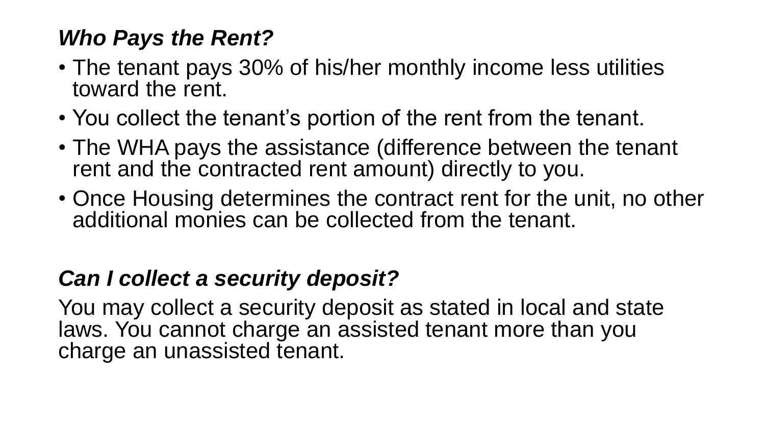### *Who Pays the Rent?*

- The tenant pays 30% of his/her monthly income less utilities toward the rent.
- You collect the tenant's portion of the rent from the tenant.
- The WHA pays the assistance (difference between the tenant rent and the contracted rent amount) directly to you.
- Once Housing determines the contract rent for the unit, no other additional monies can be collected from the tenant.

### *Can I collect a security deposit?*

You may collect a security deposit as stated in local and state laws. You cannot charge an assisted tenant more than you charge an unassisted tenant.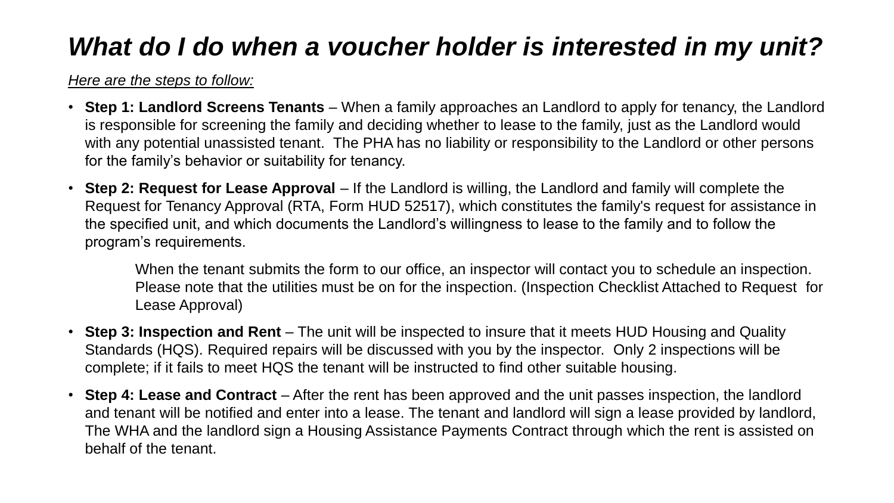# *What do I do when a voucher holder is interested in my unit?*

*Here are the steps to follow:*

- **Step 1: Landlord Screens Tenants** – When a family approaches an Landlord to apply for tenancy, the Landlord is responsible for screening the family and deciding whether to lease to the family, just as the Landlord would with any potential unassisted tenant. The PHA has no liability or responsibility to the Landlord or other persons for the family's behavior or suitability for tenancy.
- **Step 2: Request for Lease Approval** – If the Landlord is willing, the Landlord and family will complete the Request for Tenancy Approval (RTA, Form HUD 52517), which constitutes the family's request for assistance in the specified unit, and which documents the Landlord's willingness to lease to the family and to follow the program's requirements.

  When the tenant submits the form to our office, an inspector will contact you to schedule an inspection. Please note that the utilities must be on for the inspection. (Inspection Checklist Attached to Request for Lease Approval)

- **Step 3: Inspection and Rent** – The unit will be inspected to insure that it meets HUD Housing and Quality Standards (HQS). Required repairs will be discussed with you by the inspector. Only 2 inspections will be complete; if it fails to meet HQS the tenant will be instructed to find other suitable housing.
- **Step 4: Lease and Contract** – After the rent has been approved and the unit passes inspection, the landlord and tenant will be notified and enter into a lease. The tenant and landlord will sign a lease provided by landlord, The WHA and the landlord sign a Housing Assistance Payments Contract through which the rent is assisted on behalf of the tenant.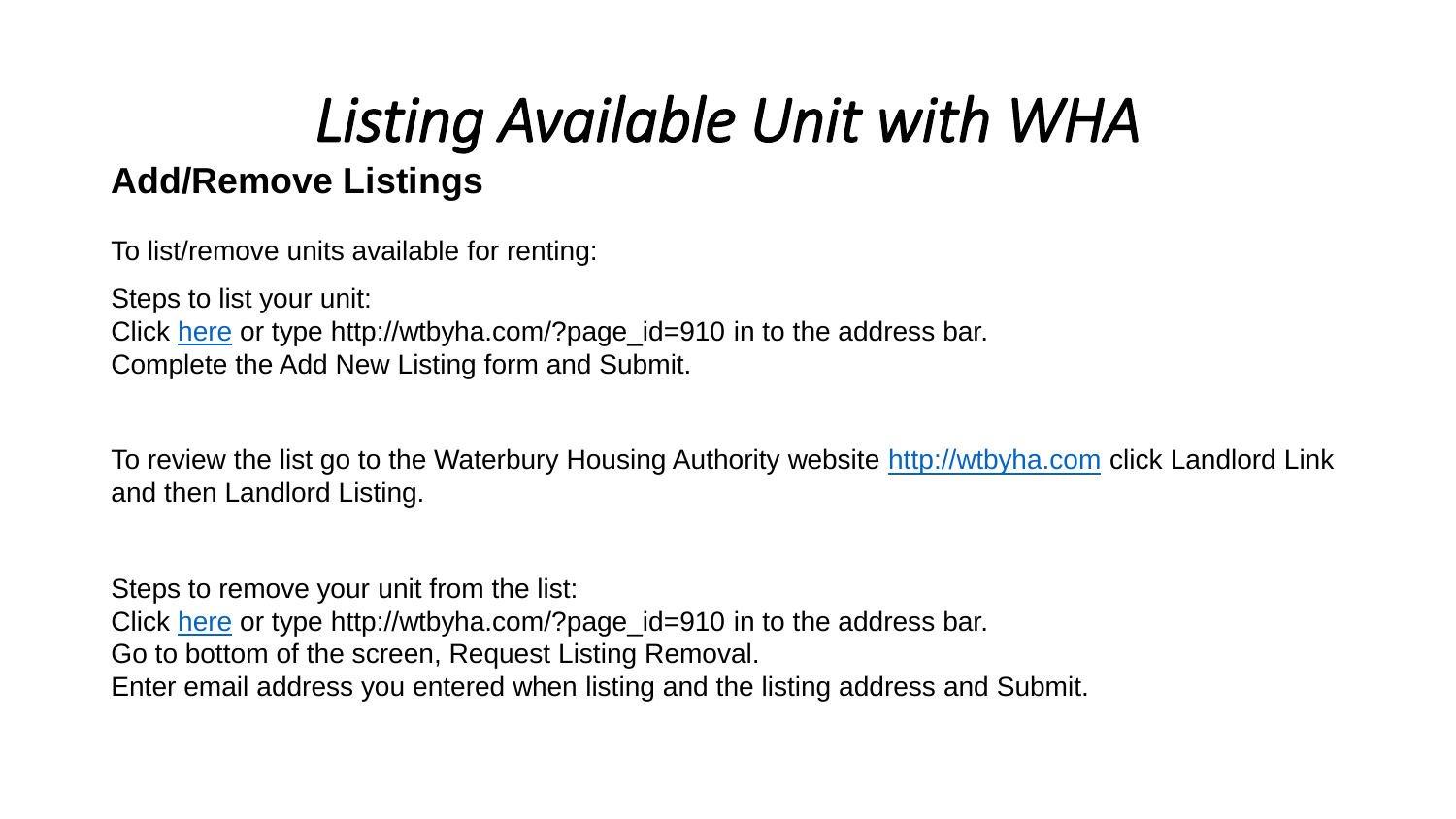# *Listing Available Unit with WHA*

## Add/Remove Listings

To list/remove units available for renting:

Steps to list your unit:
Click here or type http://wtbyha.com/?page_id=910 in to the address bar.
Complete the Add New Listing form and Submit.

To review the list go to the Waterbury Housing Authority website http://wtbyha.com click Landlord Link and then Landlord Listing.

Steps to remove your unit from the list:
Click here or type http://wtbyha.com/?page_id=910 in to the address bar.
Go to bottom of the screen, Request Listing Removal.
Enter email address you entered when listing and the listing address and Submit.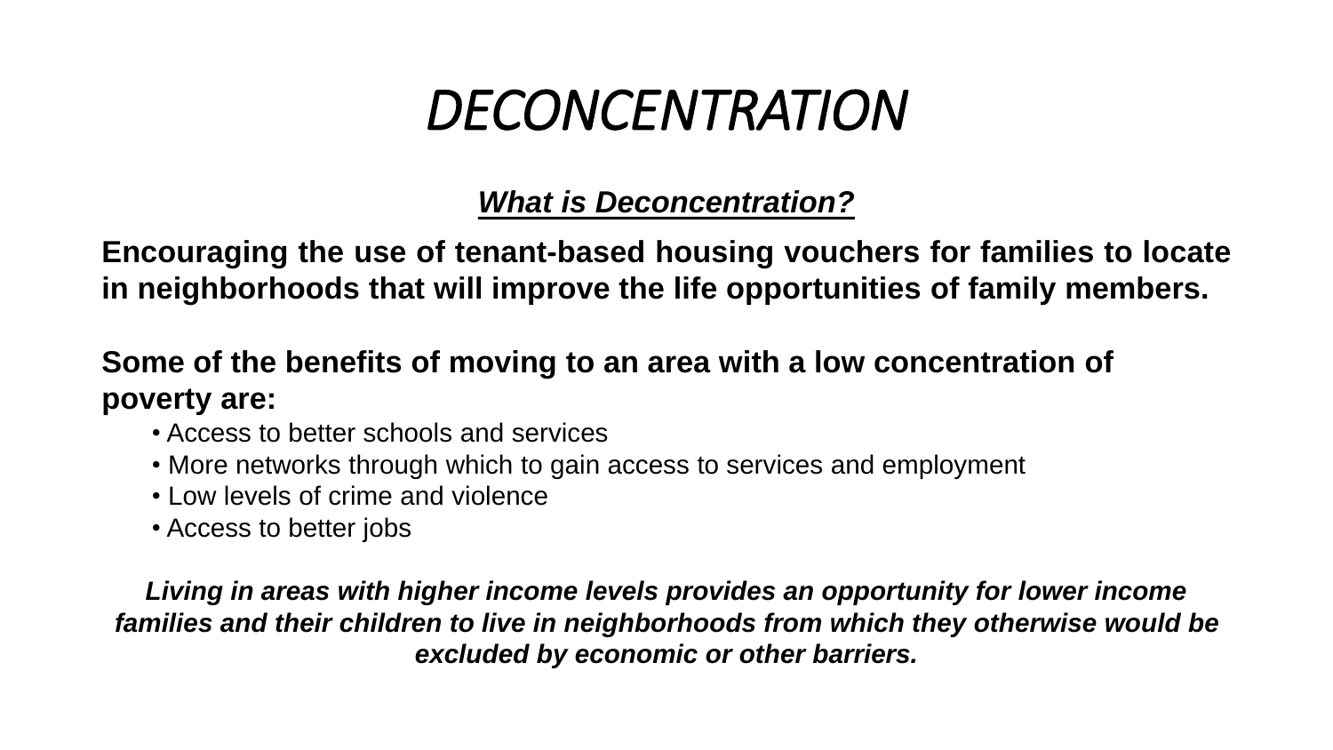# *DECONCENTRATION*

***What is Deconcentration?***

**Encouraging the use of tenant-based housing vouchers for families to locate in neighborhoods that will improve the life opportunities of family members.**

**Some of the benefits of moving to an area with a low concentration of poverty are:**

- Access to better schools and services
- More networks through which to gain access to services and employment
- Low levels of crime and violence
- Access to better jobs

***Living in areas with higher income levels provides an opportunity for lower income families and their children to live in neighborhoods from which they otherwise would be excluded by economic or other barriers.***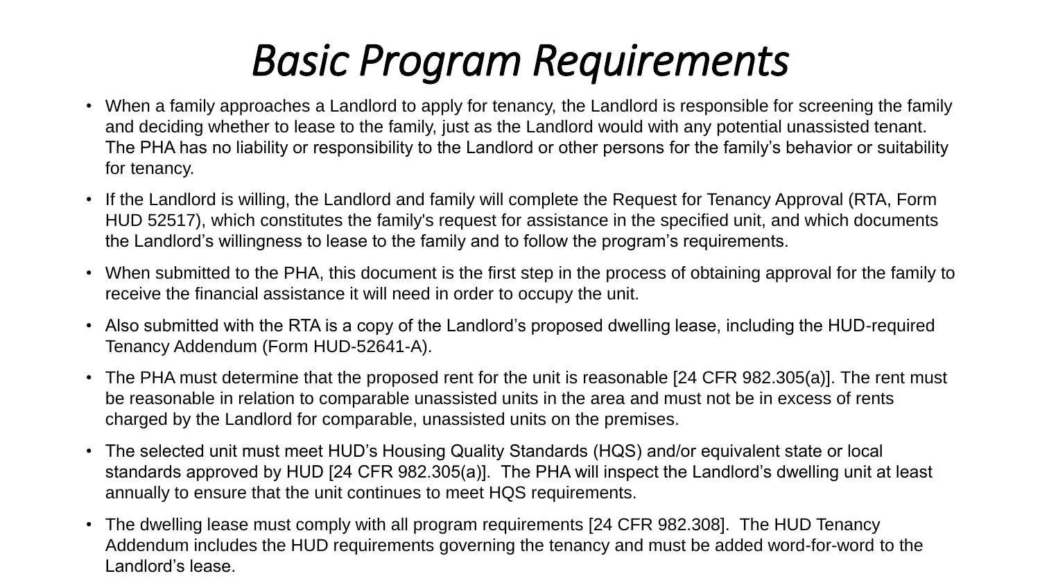# *Basic Program Requirements*

- When a family approaches a Landlord to apply for tenancy, the Landlord is responsible for screening the family and deciding whether to lease to the family, just as the Landlord would with any potential unassisted tenant. The PHA has no liability or responsibility to the Landlord or other persons for the family's behavior or suitability for tenancy.
- If the Landlord is willing, the Landlord and family will complete the Request for Tenancy Approval (RTA, Form HUD 52517), which constitutes the family's request for assistance in the specified unit, and which documents the Landlord's willingness to lease to the family and to follow the program's requirements.
- When submitted to the PHA, this document is the first step in the process of obtaining approval for the family to receive the financial assistance it will need in order to occupy the unit.
- Also submitted with the RTA is a copy of the Landlord's proposed dwelling lease, including the HUD-required Tenancy Addendum (Form HUD-52641-A).
- The PHA must determine that the proposed rent for the unit is reasonable [24 CFR 982.305(a)]. The rent must be reasonable in relation to comparable unassisted units in the area and must not be in excess of rents charged by the Landlord for comparable, unassisted units on the premises.
- The selected unit must meet HUD's Housing Quality Standards (HQS) and/or equivalent state or local standards approved by HUD [24 CFR 982.305(a)]. The PHA will inspect the Landlord's dwelling unit at least annually to ensure that the unit continues to meet HQS requirements.
- The dwelling lease must comply with all program requirements [24 CFR 982.308]. The HUD Tenancy Addendum includes the HUD requirements governing the tenancy and must be added word-for-word to the Landlord's lease.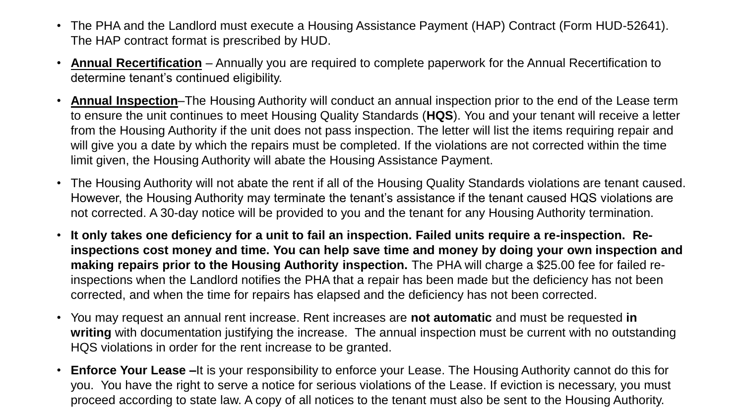- The PHA and the Landlord must execute a Housing Assistance Payment (HAP) Contract (Form HUD-52641). The HAP contract format is prescribed by HUD.
- **Annual Recertification** – Annually you are required to complete paperwork for the Annual Recertification to determine tenant's continued eligibility.
- **Annual Inspection**–The Housing Authority will conduct an annual inspection prior to the end of the Lease term to ensure the unit continues to meet Housing Quality Standards (**HQS**). You and your tenant will receive a letter from the Housing Authority if the unit does not pass inspection. The letter will list the items requiring repair and will give you a date by which the repairs must be completed. If the violations are not corrected within the time limit given, the Housing Authority will abate the Housing Assistance Payment.
- The Housing Authority will not abate the rent if all of the Housing Quality Standards violations are tenant caused. However, the Housing Authority may terminate the tenant's assistance if the tenant caused HQS violations are not corrected. A 30-day notice will be provided to you and the tenant for any Housing Authority termination.
- **It only takes one deficiency for a unit to fail an inspection. Failed units require a re-inspection. Re-inspections cost money and time. You can help save time and money by doing your own inspection and making repairs prior to the Housing Authority inspection.** The PHA will charge a $25.00 fee for failed re-inspections when the Landlord notifies the PHA that a repair has been made but the deficiency has not been corrected, and when the time for repairs has elapsed and the deficiency has not been corrected.
- You may request an annual rent increase. Rent increases are **not automatic** and must be requested **in writing** with documentation justifying the increase. The annual inspection must be current with no outstanding HQS violations in order for the rent increase to be granted.
- **Enforce Your Lease –**It is your responsibility to enforce your Lease. The Housing Authority cannot do this for you. You have the right to serve a notice for serious violations of the Lease. If eviction is necessary, you must proceed according to state law. A copy of all notices to the tenant must also be sent to the Housing Authority.